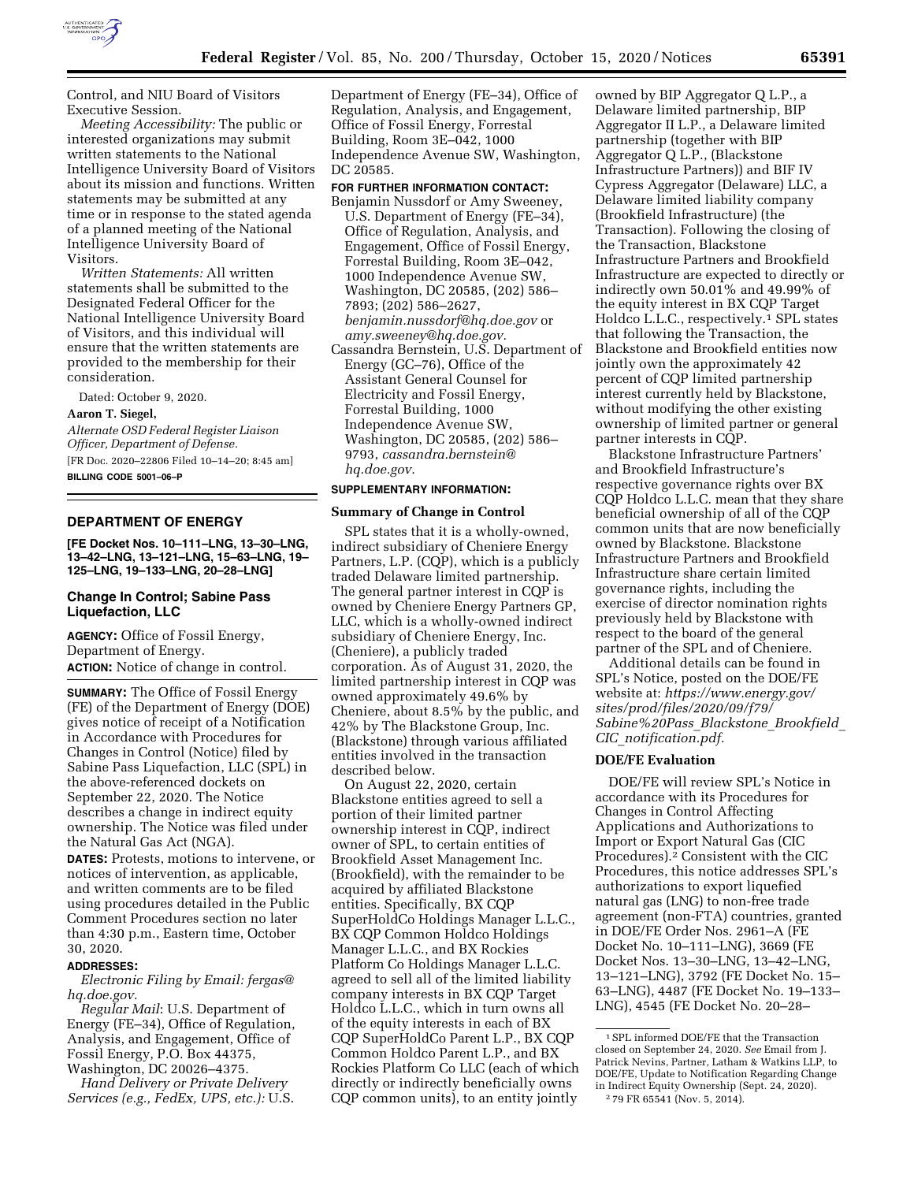Control, and NIU Board of Visitors Executive Session.

*Meeting Accessibility:* The public or interested organizations may submit written statements to the National Intelligence University Board of Visitors about its mission and functions. Written statements may be submitted at any time or in response to the stated agenda of a planned meeting of the National Intelligence University Board of Visitors.

*Written Statements:* All written statements shall be submitted to the Designated Federal Officer for the National Intelligence University Board of Visitors, and this individual will ensure that the written statements are provided to the membership for their consideration.

Dated: October 9, 2020.

**Aaron T. Siegel,**

*Alternate OSD Federal Register Liaison Officer, Department of Defense.*

[FR Doc. 2020–22806 Filed 10–14–20; 8:45 am]

**BILLING CODE 5001–06–P**

## DEPARTMENT OF ENERGY

**[FE Docket Nos. 10–111–LNG, 13–30–LNG, 13–42–LNG, 13–121–LNG, 15–63–LNG, 19–125–LNG, 19–133–LNG, 20–28–LNG]**

### Change In Control; Sabine Pass Liquefaction, LLC

**AGENCY:** Office of Fossil Energy, Department of Energy.

**ACTION:** Notice of change in control.

**SUMMARY:** The Office of Fossil Energy (FE) of the Department of Energy (DOE) gives notice of receipt of a Notification in Accordance with Procedures for Changes in Control (Notice) filed by Sabine Pass Liquefaction, LLC (SPL) in the above-referenced dockets on September 22, 2020. The Notice describes a change in indirect equity ownership. The Notice was filed under the Natural Gas Act (NGA).

**DATES:** Protests, motions to intervene, or notices of intervention, as applicable, and written comments are to be filed using procedures detailed in the Public Comment Procedures section no later than 4:30 p.m., Eastern time, October 30, 2020.

**ADDRESSES:**

*Electronic Filing by Email: fergas@hq.doe.gov.*

*Regular Mail*: U.S. Department of Energy (FE–34), Office of Regulation, Analysis, and Engagement, Office of Fossil Energy, P.O. Box 44375, Washington, DC 20026–4375.

*Hand Delivery or Private Delivery Services (e.g., FedEx, UPS, etc.):* U.S. Department of Energy (FE–34), Office of Regulation, Analysis, and Engagement, Office of Fossil Energy, Forrestal Building, Room 3E–042, 1000 Independence Avenue SW, Washington, DC 20585.

**FOR FURTHER INFORMATION CONTACT:**

Benjamin Nussdorf or Amy Sweeney, U.S. Department of Energy (FE–34), Office of Regulation, Analysis, and Engagement, Office of Fossil Energy, Forrestal Building, Room 3E–042, 1000 Independence Avenue SW, Washington, DC 20585, (202) 586–7893; (202) 586–2627, *benjamin.nussdorf@hq.doe.gov* or *amy.sweeney@hq.doe.gov.*

Cassandra Bernstein, U.S. Department of Energy (GC–76), Office of the Assistant General Counsel for Electricity and Fossil Energy, Forrestal Building, 1000 Independence Avenue SW, Washington, DC 20585, (202) 586–9793, *cassandra.bernstein@hq.doe.gov.*

**SUPPLEMENTARY INFORMATION:**

### Summary of Change in Control

SPL states that it is a wholly-owned, indirect subsidiary of Cheniere Energy Partners, L.P. (CQP), which is a publicly traded Delaware limited partnership. The general partner interest in CQP is owned by Cheniere Energy Partners GP, LLC, which is a wholly-owned indirect subsidiary of Cheniere Energy, Inc. (Cheniere), a publicly traded corporation. As of August 31, 2020, the limited partnership interest in CQP was owned approximately 49.6% by Cheniere, about 8.5% by the public, and 42% by The Blackstone Group, Inc. (Blackstone) through various affiliated entities involved in the transaction described below.

On August 22, 2020, certain Blackstone entities agreed to sell a portion of their limited partner ownership interest in CQP, indirect owner of SPL, to certain entities of Brookfield Asset Management Inc. (Brookfield), with the remainder to be acquired by affiliated Blackstone entities. Specifically, BX CQP SuperHoldCo Holdings Manager L.L.C., BX CQP Common Holdco Holdings Manager L.L.C., and BX Rockies Platform Co Holdings Manager L.L.C. agreed to sell all of the limited liability company interests in BX CQP Target Holdco L.L.C., which in turn owns all of the equity interests in each of BX CQP SuperHoldCo Parent L.P., BX CQP Common Holdco Parent L.P., and BX Rockies Platform Co LLC (each of which directly or indirectly beneficially owns CQP common units), to an entity jointly owned by BIP Aggregator Q L.P., a Delaware limited partnership, BIP Aggregator II L.P., a Delaware limited partnership (together with BIP Aggregator Q L.P., (Blackstone Infrastructure Partners)) and BIF IV Cypress Aggregator (Delaware) LLC, a Delaware limited liability company (Brookfield Infrastructure) (the Transaction). Following the closing of the Transaction, Blackstone Infrastructure Partners and Brookfield Infrastructure are expected to directly or indirectly own 50.01% and 49.99% of the equity interest in BX CQP Target Holdco L.L.C., respectively.[1] SPL states that following the Transaction, the Blackstone and Brookfield entities now jointly own the approximately 42 percent of CQP limited partnership interest currently held by Blackstone, without modifying the other existing ownership of limited partner or general partner interests in CQP.

Blackstone Infrastructure Partners' and Brookfield Infrastructure's respective governance rights over BX CQP Holdco L.L.C. mean that they share beneficial ownership of all of the CQP common units that are now beneficially owned by Blackstone. Blackstone Infrastructure Partners and Brookfield Infrastructure share certain limited governance rights, including the exercise of director nomination rights previously held by Blackstone with respect to the board of the general partner of the SPL and of Cheniere.

Additional details can be found in SPL's Notice, posted on the DOE/FE website at: *https://www.energy.gov/sites/prod/files/2020/09/f79/Sabine%20Pass_Blackstone_Brookfield_CIC_notification.pdf.*

### DOE/FE Evaluation

DOE/FE will review SPL's Notice in accordance with its Procedures for Changes in Control Affecting Applications and Authorizations to Import or Export Natural Gas (CIC Procedures).[2] Consistent with the CIC Procedures, this notice addresses SPL's authorizations to export liquefied natural gas (LNG) to non-free trade agreement (non-FTA) countries, granted in DOE/FE Order Nos. 2961–A (FE Docket No. 10–111–LNG), 3669 (FE Docket Nos. 13–30–LNG, 13–42–LNG, 13–121–LNG), 3792 (FE Docket No. 15–63–LNG), 4487 (FE Docket No. 19–133–LNG), 4545 (FE Docket No. 20–28–

[1] SPL informed DOE/FE that the Transaction closed on September 24, 2020. *See* Email from J. Patrick Nevins, Partner, Latham & Watkins LLP, to DOE/FE, Update to Notification Regarding Change in Indirect Equity Ownership (Sept. 24, 2020).

[2] 79 FR 65541 (Nov. 5, 2014).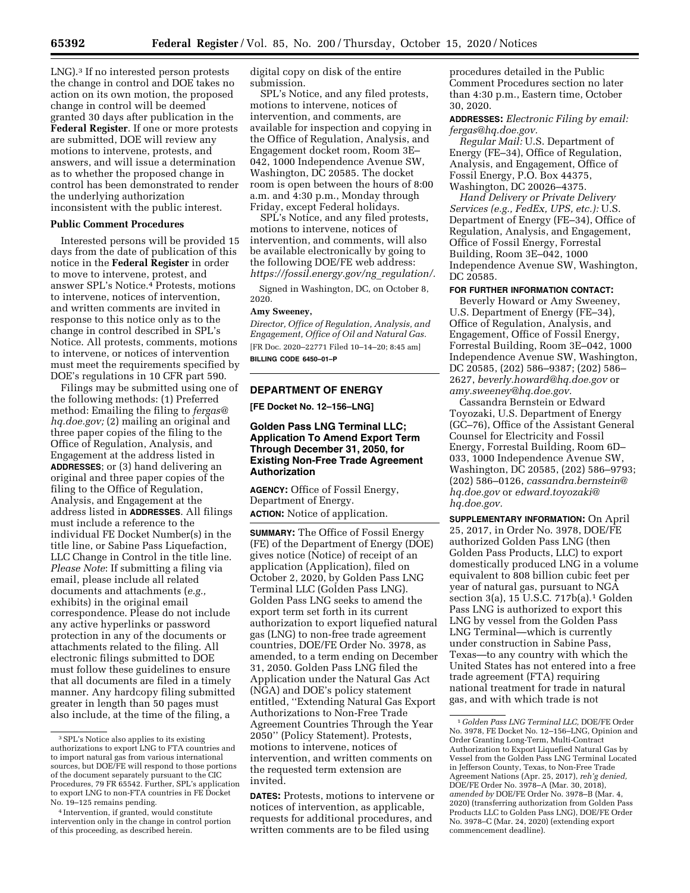LNG).[3] If no interested person protests the change in control and DOE takes no action on its own motion, the proposed change in control will be deemed granted 30 days after publication in the **Federal Register**. If one or more protests are submitted, DOE will review any motions to intervene, protests, and answers, and will issue a determination as to whether the proposed change in control has been demonstrated to render the underlying authorization inconsistent with the public interest.

**Public Comment Procedures**

Interested persons will be provided 15 days from the date of publication of this notice in the **Federal Register** in order to move to intervene, protest, and answer SPL's Notice.[4] Protests, motions to intervene, notices of intervention, and written comments are invited in response to this notice only as to the change in control described in SPL's Notice. All protests, comments, motions to intervene, or notices of intervention must meet the requirements specified by DOE's regulations in 10 CFR part 590.

Filings may be submitted using one of the following methods: (1) Preferred method: Emailing the filing to *fergas@hq.doe.gov;* (2) mailing an original and three paper copies of the filing to the Office of Regulation, Analysis, and Engagement at the address listed in **ADDRESSES**; or (3) hand delivering an original and three paper copies of the filing to the Office of Regulation, Analysis, and Engagement at the address listed in **ADDRESSES**. All filings must include a reference to the individual FE Docket Number(s) in the title line, or Sabine Pass Liquefaction, LLC Change in Control in the title line. *Please Note*: If submitting a filing via email, please include all related documents and attachments (*e.g.,* exhibits) in the original email correspondence. Please do not include any active hyperlinks or password protection in any of the documents or attachments related to the filing. All electronic filings submitted to DOE must follow these guidelines to ensure that all documents are filed in a timely manner. Any hardcopy filing submitted greater in length than 50 pages must also include, at the time of the filing, a digital copy on disk of the entire submission.

SPL's Notice, and any filed protests, motions to intervene, notices of intervention, and comments, are available for inspection and copying in the Office of Regulation, Analysis, and Engagement docket room, Room 3E–042, 1000 Independence Avenue SW, Washington, DC 20585. The docket room is open between the hours of 8:00 a.m. and 4:30 p.m., Monday through Friday, except Federal holidays.

SPL's Notice, and any filed protests, motions to intervene, notices of intervention, and comments, will also be available electronically by going to the following DOE/FE web address: *https://fossil.energy.gov/ng_regulation/.*

Signed in Washington, DC, on October 8, 2020.

**Amy Sweeney,**

*Director, Office of Regulation, Analysis, and Engagement, Office of Oil and Natural Gas.*

[FR Doc. 2020–22771 Filed 10–14–20; 8:45 am]

**BILLING CODE 6450–01–P**

---

[3] SPL's Notice also applies to its existing authorizations to export LNG to FTA countries and to import natural gas from various international sources, but DOE/FE will respond to those portions of the document separately pursuant to the CIC Procedures, 79 FR 65542. Further, SPL's application to export LNG to non-FTA countries in FE Docket No. 19–125 remains pending.

[4] Intervention, if granted, would constitute intervention only in the change in control portion of this proceeding, as described herein.

---

## DEPARTMENT OF ENERGY

**[FE Docket No. 12–156–LNG]**

### Golden Pass LNG Terminal LLC; Application To Amend Export Term Through December 31, 2050, for Existing Non-Free Trade Agreement Authorization

**AGENCY:** Office of Fossil Energy, Department of Energy.

**ACTION:** Notice of application.

**SUMMARY:** The Office of Fossil Energy (FE) of the Department of Energy (DOE) gives notice (Notice) of receipt of an application (Application), filed on October 2, 2020, by Golden Pass LNG Terminal LLC (Golden Pass LNG). Golden Pass LNG seeks to amend the export term set forth in its current authorization to export liquefied natural gas (LNG) to non-free trade agreement countries, DOE/FE Order No. 3978, as amended, to a term ending on December 31, 2050. Golden Pass LNG filed the Application under the Natural Gas Act (NGA) and DOE's policy statement entitled, ''Extending Natural Gas Export Authorizations to Non-Free Trade Agreement Countries Through the Year 2050'' (Policy Statement). Protests, motions to intervene, notices of intervention, and written comments on the requested term extension are invited.

**DATES:** Protests, motions to intervene or notices of intervention, as applicable, requests for additional procedures, and written comments are to be filed using procedures detailed in the Public Comment Procedures section no later than 4:30 p.m., Eastern time, October 30, 2020.

**ADDRESSES:** *Electronic Filing by email: fergas@hq.doe.gov.*

*Regular Mail:* U.S. Department of Energy (FE–34), Office of Regulation, Analysis, and Engagement, Office of Fossil Energy, P.O. Box 44375, Washington, DC 20026–4375.

*Hand Delivery or Private Delivery Services (e.g., FedEx, UPS, etc.):* U.S. Department of Energy (FE–34), Office of Regulation, Analysis, and Engagement, Office of Fossil Energy, Forrestal Building, Room 3E–042, 1000 Independence Avenue SW, Washington, DC 20585.

**FOR FURTHER INFORMATION CONTACT:**

Beverly Howard or Amy Sweeney, U.S. Department of Energy (FE–34), Office of Regulation, Analysis, and Engagement, Office of Fossil Energy, Forrestal Building, Room 3E–042, 1000 Independence Avenue SW, Washington, DC 20585, (202) 586–9387; (202) 586–2627, *beverly.howard@hq.doe.gov* or *amy.sweeney@hq.doe.gov.*

Cassandra Bernstein or Edward Toyozaki, U.S. Department of Energy (GC–76), Office of the Assistant General Counsel for Electricity and Fossil Energy, Forrestal Building, Room 6D–033, 1000 Independence Avenue SW, Washington, DC 20585, (202) 586–9793; (202) 586–0126, *cassandra.bernstein@hq.doe.gov* or *edward.toyozaki@hq.doe.gov.*

**SUPPLEMENTARY INFORMATION:** On April 25, 2017, in Order No. 3978, DOE/FE authorized Golden Pass LNG (then Golden Pass Products, LLC) to export domestically produced LNG in a volume equivalent to 808 billion cubic feet per year of natural gas, pursuant to NGA section 3(a), 15 U.S.C. 717b(a).[1] Golden Pass LNG is authorized to export this LNG by vessel from the Golden Pass LNG Terminal—which is currently under construction in Sabine Pass, Texas—to any country with which the United States has not entered into a free trade agreement (FTA) requiring national treatment for trade in natural gas, and with which trade is not

---

[1] *Golden Pass LNG Terminal LLC,* DOE/FE Order No. 3978, FE Docket No. 12–156–LNG, Opinion and Order Granting Long-Term, Multi-Contract Authorization to Export Liquefied Natural Gas by Vessel from the Golden Pass LNG Terminal Located in Jefferson County, Texas, to Non-Free Trade Agreement Nations (Apr. 25, 2017), *reh'g denied,* DOE/FE Order No. 3978–A (Mar. 30, 2018), *amended by* DOE/FE Order No. 3978–B (Mar. 4, 2020) (transferring authorization from Golden Pass Products LLC to Golden Pass LNG), DOE/FE Order No. 3978–C (Mar. 24, 2020) (extending export commencement deadline).